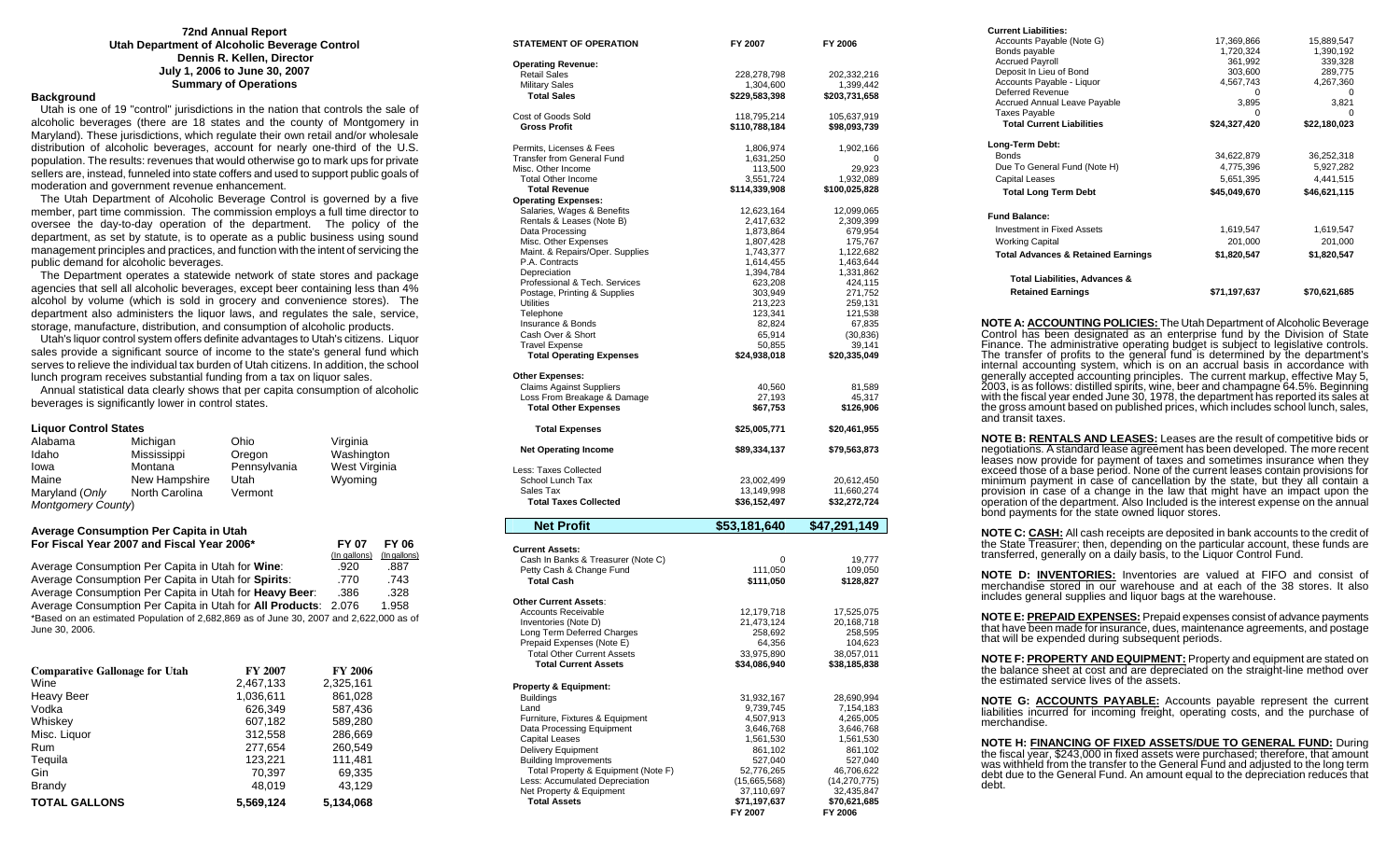### 72nd Annual Report
### Utah Department of Alcoholic Beverage Control
### Dennis R. Kellen, Director
### July 1, 2006 to June 30, 2007
### Summary of Operations

**Background**

Utah is one of 19 "control" jurisdictions in the nation that controls the sale of alcoholic beverages (there are 18 states and the county of Montgomery in Maryland). These jurisdictions, which regulate their own retail and/or wholesale distribution of alcoholic beverages, account for nearly one-third of the U.S. population. The results: revenues that would otherwise go to mark ups for private sellers are, instead, funneled into state coffers and used to support public goals of moderation and government revenue enhancement.

The Utah Department of Alcoholic Beverage Control is governed by a five member, part time commission. The commission employs a full time director to oversee the day-to-day operation of the department. The policy of the department, as set by statute, is to operate as a public business using sound management principles and practices, and function with the intent of servicing the public demand for alcoholic beverages.

The Department operates a statewide network of state stores and package agencies that sell all alcoholic beverages, except beer containing less than 4% alcohol by volume (which is sold in grocery and convenience stores). The department also administers the liquor laws, and regulates the sale, service, storage, manufacture, distribution, and consumption of alcoholic products.

Utah's liquor control system offers definite advantages to Utah's citizens. Liquor sales provide a significant source of income to the state's general fund which serves to relieve the individual tax burden of Utah citizens. In addition, the school lunch program receives substantial funding from a tax on liquor sales.

Annual statistical data clearly shows that per capita consumption of alcoholic beverages is significantly lower in control states.

**Liquor Control States**

| | | | |
|---|---|---|---|
| Alabama | Michigan | Ohio | Virginia |
| Idaho | Mississippi | Oregon | Washington |
| Iowa | Montana | Pennsylvania | West Virginia |
| Maine | New Hampshire | Utah | Wyoming |
| Maryland (*Only Montgomery County*) | North Carolina | Vermont | |

**Average Consumption Per Capita in Utah For Fiscal Year 2007 and Fiscal Year 2006***

| | FY 07 (In gallons) | FY 06 (In gallons) |
|---|---|---|
| Average Consumption Per Capita in Utah for **Wine**: | .920 | .887 |
| Average Consumption Per Capita in Utah for **Spirits**: | .770 | .743 |
| Average Consumption Per Capita in Utah for **Heavy Beer**: | .386 | .328 |
| Average Consumption Per Capita in Utah for **All Products**: | 2.076 | 1.958 |

*Based on an estimated Population of 2,682,869 as of June 30, 2007 and 2,622,000 as of June 30, 2006.

| Comparative Gallonage for Utah | FY 2007 | FY 2006 |
|---|---|---|
| Wine | 2,467,133 | 2,325,161 |
| Heavy Beer | 1,036,611 | 861,028 |
| Vodka | 626,349 | 587,436 |
| Whiskey | 607,182 | 589,280 |
| Misc. Liquor | 312,558 | 286,669 |
| Rum | 277,654 | 260,549 |
| Tequila | 123,221 | 111,481 |
| Gin | 70,397 | 69,335 |
| Brandy | 48,019 | 43,129 |
| **TOTAL GALLONS** | **5,569,124** | **5,134,068** |

| STATEMENT OF OPERATION | FY 2007 | FY 2006 |
|---|---|---|
| **Operating Revenue:** | | |
| Retail Sales | 228,278,798 | 202,332,216 |
| Military Sales | 1,304,600 | 1,399,442 |
| **Total Sales** | **$229,583,398** | **$203,731,658** |
| Cost of Goods Sold | 118,795,214 | 105,637,919 |
| **Gross Profit** | **$110,788,184** | **$98,093,739** |
| Permits, Licenses & Fees | 1,806,974 | 1,902,166 |
| Transfer from General Fund | 1,631,250 | 0 |
| Misc. Other Income | 113,500 | 29,923 |
| Total Other Income | 3,551,724 | 1,932,089 |
| **Total Revenue** | **$114,339,908** | **$100,025,828** |
| **Operating Expenses:** | | |
| Salaries, Wages & Benefits | 12,623,164 | 12,099,065 |
| Rentals & Leases (Note B) | 2,417,632 | 2,309,399 |
| Data Processing | 1,873,864 | 679,954 |
| Misc. Other Expenses | 1,807,428 | 175,767 |
| Maint. & Repairs/Oper. Supplies | 1,743,377 | 1,122,682 |
| P.A. Contracts | 1,614,455 | 1,463,644 |
| Depreciation | 1,394,784 | 1,331,862 |
| Professional & Tech. Services | 623,208 | 424,115 |
| Postage, Printing & Supplies | 303,949 | 271,752 |
| Utilities | 213,223 | 259,131 |
| Telephone | 123,341 | 121,538 |
| Insurance & Bonds | 82,824 | 67,835 |
| Cash Over & Short | 65,914 | (30,836) |
| Travel Expense | 50,855 | 39,141 |
| **Total Operating Expenses** | **$24,938,018** | **$20,335,049** |
| **Other Expenses:** | | |
| Claims Against Suppliers | 40,560 | 81,589 |
| Loss From Breakage & Damage | 27,193 | 45,317 |
| **Total Other Expenses** | **$67,753** | **$126,906** |
| **Total Expenses** | **$25,005,771** | **$20,461,955** |
| **Net Operating Income** | **$89,334,137** | **$79,563,873** |
| Less: Taxes Collected | | |
| School Lunch Tax | 23,002,499 | 20,612,450 |
| Sales Tax | 13,149,998 | 11,660,274 |
| **Total Taxes Collected** | **$36,152,497** | **$32,272,724** |
| **Net Profit** | **$53,181,640** | **$47,291,149** |

| | FY 2007 | FY 2006 |
|---|---|---|
| **Current Assets:** | | |
| Cash In Banks & Treasurer (Note C) | 0 | 19,777 |
| Petty Cash & Change Fund | 111,050 | 109,050 |
| **Total Cash** | **$111,050** | **$128,827** |
| **Other Current Assets:** | | |
| Accounts Receivable | 12,179,718 | 17,525,075 |
| Inventories (Note D) | 21,473,124 | 20,168,718 |
| Long Term Deferred Charges | 258,692 | 258,595 |
| Prepaid Expenses (Note E) | 64,356 | 104,623 |
| Total Other Current Assets | 33,975,890 | 38,057,011 |
| **Total Current Assets** | **$34,086,940** | **$38,185,838** |
| **Property & Equipment:** | | |
| Buildings | 31,932,167 | 28,690,994 |
| Land | 9,739,745 | 7,154,183 |
| Furniture, Fixtures & Equipment | 4,507,913 | 4,265,005 |
| Data Processing Equipment | 3,646,768 | 3,646,768 |
| Capital Leases | 1,561,530 | 1,561,530 |
| Delivery Equipment | 861,102 | 861,102 |
| Building Improvements | 527,040 | 527,040 |
| Total Property & Equipment (Note F) | 52,776,265 | 46,706,622 |
| Less: Accumulated Depreciation | (15,665,568) | (14,270,775) |
| Net Property & Equipment | 37,110,697 | 32,435,847 |
| **Total Assets** | **$71,197,637** | **$70,621,685** |

| | FY 2007 | FY 2006 |
|---|---|---|
| **Current Liabilities:** | | |
| Accounts Payable (Note G) | 17,369,866 | 15,889,547 |
| Bonds payable | 1,720,324 | 1,390,192 |
| Accrued Payroll | 361,992 | 339,328 |
| Deposit In Lieu of Bond | 303,600 | 289,775 |
| Accounts Payable - Liquor | 4,567,743 | 4,267,360 |
| Deferred Revenue | 0 | 0 |
| Accrued Annual Leave Payable | 3,895 | 3,821 |
| Taxes Payable | 0 | 0 |
| **Total Current Liabilities** | **$24,327,420** | **$22,180,023** |
| **Long-Term Debt:** | | |
| Bonds | 34,622,879 | 36,252,318 |
| Due To General Fund (Note H) | 4,775,396 | 5,927,282 |
| Capital Leases | 5,651,395 | 4,441,515 |
| **Total Long Term Debt** | **$45,049,670** | **$46,621,115** |
| **Fund Balance:** | | |
| Investment in Fixed Assets | 1,619,547 | 1,619,547 |
| Working Capital | 201,000 | 201,000 |
| **Total Advances & Retained Earnings** | **$1,820,547** | **$1,820,547** |
| **Total Liabilities, Advances & Retained Earnings** | **$71,197,637** | **$70,621,685** |

**NOTE A: ACCOUNTING POLICIES:** The Utah Department of Alcoholic Beverage Control has been designated as an enterprise fund by the Division of State Finance. The administrative operating budget is subject to legislative controls. The transfer of profits to the general fund is determined by the department's internal accounting system, which is on an accrual basis in accordance with generally accepted accounting principles. The current markup, effective May 5, 2003, is as follows: distilled spirits, wine, beer and champagne 64.5%. Beginning with the fiscal year ended June 30, 1978, the department has reported its sales at the gross amount based on published prices, which includes school lunch, sales, and transit taxes.

**NOTE B: RENTALS AND LEASES:** Leases are the result of competitive bids or negotiations. A standard lease agreement has been developed. The more recent leases now provide for payment of taxes and sometimes insurance when they exceed those of a base period. None of the current leases contain provisions for minimum payment in case of cancellation by the state, but they all contain a provision in case of a change in the law that might have an impact upon the operation of the department. Also Included is the interest expense on the annual bond payments for the state owned liquor stores.

**NOTE C: CASH:** All cash receipts are deposited in bank accounts to the credit of the State Treasurer; then, depending on the particular account, these funds are transferred, generally on a daily basis, to the Liquor Control Fund.

**NOTE D: INVENTORIES:** Inventories are valued at FIFO and consist of merchandise stored in our warehouse and at each of the 38 stores. It also includes general supplies and liquor bags at the warehouse.

**NOTE E: PREPAID EXPENSES:** Prepaid expenses consist of advance payments that have been made for insurance, dues, maintenance agreements, and postage that will be expended during subsequent periods.

**NOTE F: PROPERTY AND EQUIPMENT:** Property and equipment are stated on the balance sheet at cost and are depreciated on the straight-line method over the estimated service lives of the assets.

**NOTE G: ACCOUNTS PAYABLE:** Accounts payable represent the current liabilities incurred for incoming freight, operating costs, and the purchase of merchandise.

**NOTE H: FINANCING OF FIXED ASSETS/DUE TO GENERAL FUND:** During the fiscal year, $243,000 in fixed assets were purchased; therefore, that amount was withheld from the transfer to the General Fund and adjusted to the long term debt due to the General Fund. An amount equal to the depreciation reduces that debt.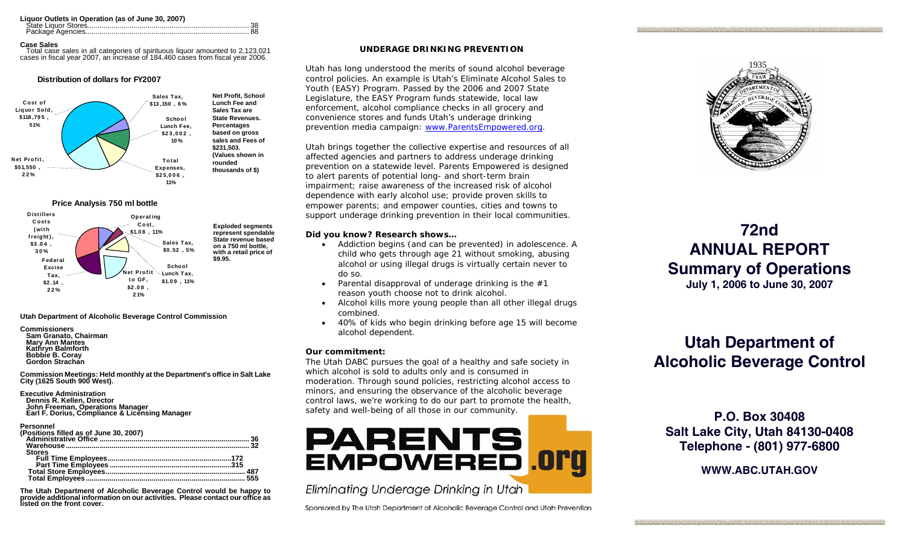**Liquor Outlets in Operation (as of June 30, 2007)**

State Liquor Stores........................................................................ 38
Package Agencies.......................................................................... 88

**Case Sales**

Total case sales in all categories of spirituous liquor amounted to 2,123,021 cases in fiscal year 2007, an increase of 184,460 cases from fiscal year 2006.

### Distribution of dollars for FY2007

Cost of Liquor Sold, $118,795, 51%
Sales Tax, $13,150, 6%
School Lunch Fee, $23,002, 10%
Total Expenses, $25,006, 11%
Net Profit, $51,550, 22%

Net Profit, School Lunch Fee and Sales Tax are State Revenues. Percentages based on gross sales and Fees of $231,503. (Values shown in rounded thousands of $)

### Price Analysis 750 ml bottle

Distillers Costs (with freight), $3.04, 30%
Operating Cost, $1.08, 11%
Sales Tax, $0.52, 5%
School Lunch Tax, $1.09, 11%
Net Profit to GF, $2.08, 21%
Federal Excise Tax, $2.14, 22%

Exploded segments represent spendable State revenue based on a 750 ml bottle, with a retail price of $9.95.

**Utah Department of Alcoholic Beverage Control Commission**

**Commissioners**
Sam Granato, Chairman
Mary Ann Mantes
Kathryn Balmforth
Bobbie B. Coray
Gordon Strachan

**Commission Meetings: Held monthly at the Department's office in Salt Lake City (1625 South 900 West).**

**Executive Administration**
Dennis R. Kellen, Director
John Freeman, Operations Manager
Earl F. Dorius, Compliance & Licensing Manager

**Personnel**
(Positions filled as of June 30, 2007)

Administrative Office ........................................................ 36
Warehouse ........................................................................ 32
Stores
Full Time Employees.............................................................172
Part Time Employees.............................................................315
Total Store Employees.......................................................... 487
Total Employees................................................................... 555

**The Utah Department of Alcoholic Beverage Control would be happy to provide additional information on our activities. Please contact our office as listed on the front cover.**

## UNDERAGE DRINKING PREVENTION

Utah has long understood the merits of sound alcohol beverage control policies. An example is Utah's Eliminate Alcohol Sales to Youth (EASY) Program. Passed by the 2006 and 2007 State Legislature, the EASY Program funds statewide, local law enforcement, alcohol compliance checks in all grocery and convenience stores and funds Utah's underage drinking prevention media campaign: www.ParentsEmpowered.org.

Utah brings together the collective expertise and resources of all affected agencies and partners to address underage drinking prevention on a statewide level. Parents Empowered is designed to alert parents of potential long- and short-term brain impairment; raise awareness of the increased risk of alcohol dependence with early alcohol use; provide proven skills to empower parents; and empower counties, cities and towns to support underage drinking prevention in their local communities.

**Did you know? Research shows…**

- Addiction begins (and can be prevented) in adolescence. A child who gets through age 21 without smoking, abusing alcohol or using illegal drugs is virtually certain never to do so.
- Parental disapproval of underage drinking is the #1 reason youth choose not to drink alcohol.
- Alcohol kills more young people than all other illegal drugs combined.
- 40% of kids who begin drinking before age 15 will become alcohol dependent.

**Our commitment:**

The Utah DABC pursues the goal of a healthy and safe society in which alcohol is sold to adults only and is consumed in moderation. Through sound policies, restricting alcohol access to minors, and ensuring the observance of the alcoholic beverage control laws, we're working to do our part to promote the health, safety and well-being of all those in our community.

PARENTS EMPOWERED .org

*Eliminating Underage Drinking in Utah*

Sponsored by The Utah Department of Alcoholic Beverage Control and Utah Prevention

1935 UTAH DEPARTMENT OF ALCOHOLIC BEVERAGE CONTROL

# 72nd ANNUAL REPORT Summary of Operations

**July 1, 2006 to June 30, 2007**

# Utah Department of Alcoholic Beverage Control

**P.O. Box 30408**
**Salt Lake City, Utah 84130-0408**
**Telephone - (801) 977-6800**

**WWW.ABC.UTAH.GOV**